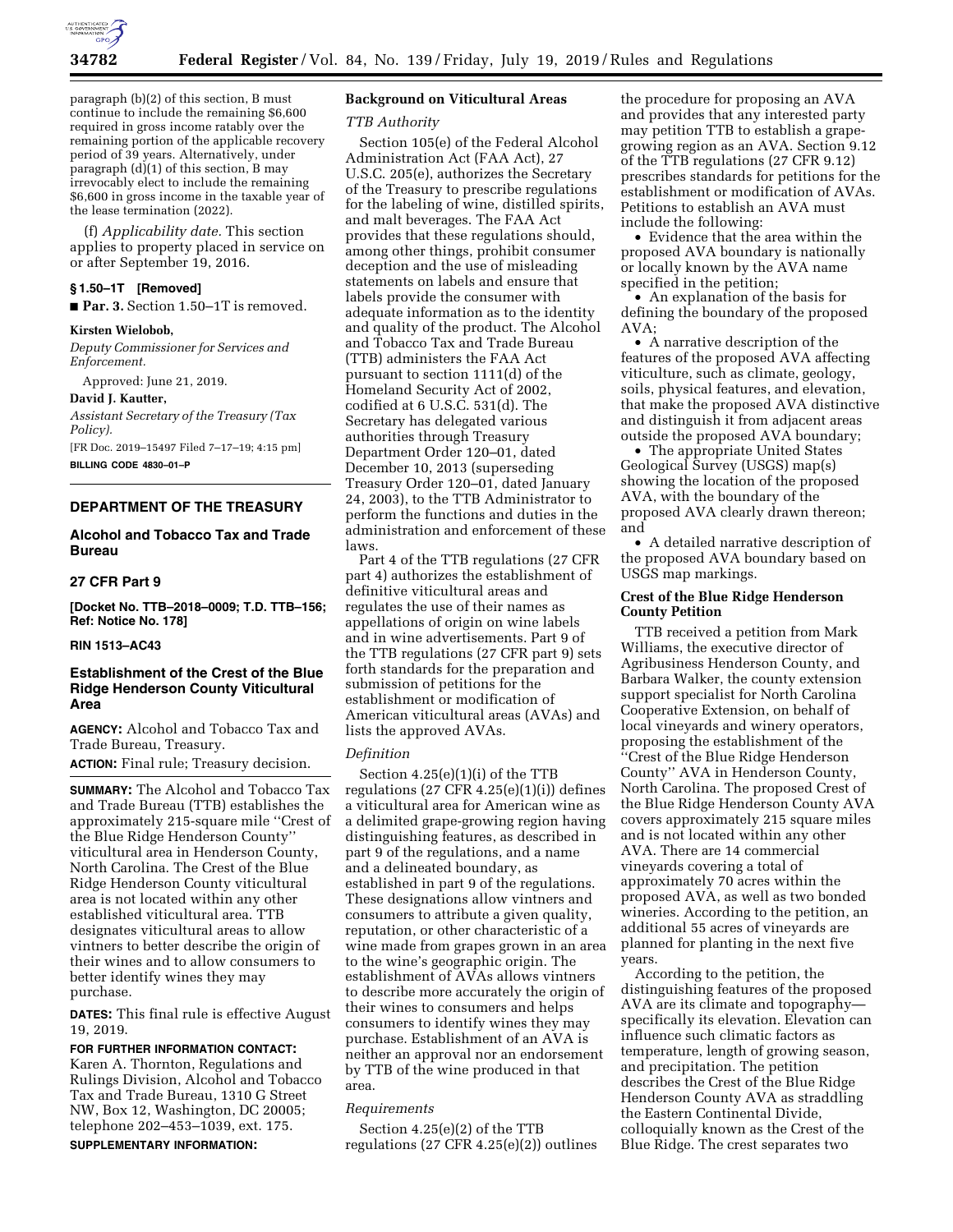paragraph (b)(2) of this section, B must continue to include the remaining $6,600 required in gross income ratably over the remaining portion of the applicable recovery period of 39 years. Alternatively, under paragraph (d)(1) of this section, B may irrevocably elect to include the remaining $6,600 in gross income in the taxable year of the lease termination (2022).

(f) *Applicability date.* This section applies to property placed in service on or after September 19, 2016.

**§ 1.50–1T [Removed]**

■ **Par. 3.** Section 1.50–1T is removed.

**Kirsten Wielobob,**

*Deputy Commissioner for Services and Enforcement.*

Approved: June 21, 2019.

**David J. Kautter,**

*Assistant Secretary of the Treasury (Tax Policy).*

[FR Doc. 2019–15497 Filed 7–17–19; 4:15 pm]

**BILLING CODE 4830–01–P**

## DEPARTMENT OF THE TREASURY

### Alcohol and Tobacco Tax and Trade Bureau

### 27 CFR Part 9

**[Docket No. TTB–2018–0009; T.D. TTB–156; Ref: Notice No. 178]**

**RIN 1513–AC43**

## Establishment of the Crest of the Blue Ridge Henderson County Viticultural Area

**AGENCY:** Alcohol and Tobacco Tax and Trade Bureau, Treasury.

**ACTION:** Final rule; Treasury decision.

**SUMMARY:** The Alcohol and Tobacco Tax and Trade Bureau (TTB) establishes the approximately 215-square mile ''Crest of the Blue Ridge Henderson County'' viticultural area in Henderson County, North Carolina. The Crest of the Blue Ridge Henderson County viticultural area is not located within any other established viticultural area. TTB designates viticultural areas to allow vintners to better describe the origin of their wines and to allow consumers to better identify wines they may purchase.

**DATES:** This final rule is effective August 19, 2019.

**FOR FURTHER INFORMATION CONTACT:** Karen A. Thornton, Regulations and Rulings Division, Alcohol and Tobacco Tax and Trade Bureau, 1310 G Street NW, Box 12, Washington, DC 20005; telephone 202–453–1039, ext. 175.

**SUPPLEMENTARY INFORMATION:**

### Background on Viticultural Areas

*TTB Authority*

Section 105(e) of the Federal Alcohol Administration Act (FAA Act), 27 U.S.C. 205(e), authorizes the Secretary of the Treasury to prescribe regulations for the labeling of wine, distilled spirits, and malt beverages. The FAA Act provides that these regulations should, among other things, prohibit consumer deception and the use of misleading statements on labels and ensure that labels provide the consumer with adequate information as to the identity and quality of the product. The Alcohol and Tobacco Tax and Trade Bureau (TTB) administers the FAA Act pursuant to section 1111(d) of the Homeland Security Act of 2002, codified at 6 U.S.C. 531(d). The Secretary has delegated various authorities through Treasury Department Order 120–01, dated December 10, 2013 (superseding Treasury Order 120–01, dated January 24, 2003), to the TTB Administrator to perform the functions and duties in the administration and enforcement of these laws.

Part 4 of the TTB regulations (27 CFR part 4) authorizes the establishment of definitive viticultural areas and regulates the use of their names as appellations of origin on wine labels and in wine advertisements. Part 9 of the TTB regulations (27 CFR part 9) sets forth standards for the preparation and submission of petitions for the establishment or modification of American viticultural areas (AVAs) and lists the approved AVAs.

*Definition*

Section 4.25(e)(1)(i) of the TTB regulations (27 CFR 4.25(e)(1)(i)) defines a viticultural area for American wine as a delimited grape-growing region having distinguishing features, as described in part 9 of the regulations, and a name and a delineated boundary, as established in part 9 of the regulations. These designations allow vintners and consumers to attribute a given quality, reputation, or other characteristic of a wine made from grapes grown in an area to the wine's geographic origin. The establishment of AVAs allows vintners to describe more accurately the origin of their wines to consumers and helps consumers to identify wines they may purchase. Establishment of an AVA is neither an approval nor an endorsement by TTB of the wine produced in that area.

*Requirements*

Section 4.25(e)(2) of the TTB regulations (27 CFR 4.25(e)(2)) outlines the procedure for proposing an AVA and provides that any interested party may petition TTB to establish a grape-growing region as an AVA. Section 9.12 of the TTB regulations (27 CFR 9.12) prescribes standards for petitions for the establishment or modification of AVAs. Petitions to establish an AVA must include the following:

- Evidence that the area within the proposed AVA boundary is nationally or locally known by the AVA name specified in the petition;
- An explanation of the basis for defining the boundary of the proposed AVA;
- A narrative description of the features of the proposed AVA affecting viticulture, such as climate, geology, soils, physical features, and elevation, that make the proposed AVA distinctive and distinguish it from adjacent areas outside the proposed AVA boundary;
- The appropriate United States Geological Survey (USGS) map(s) showing the location of the proposed AVA, with the boundary of the proposed AVA clearly drawn thereon; and
- A detailed narrative description of the proposed AVA boundary based on USGS map markings.

### Crest of the Blue Ridge Henderson County Petition

TTB received a petition from Mark Williams, the executive director of Agribusiness Henderson County, and Barbara Walker, the county extension support specialist for North Carolina Cooperative Extension, on behalf of local vineyards and winery operators, proposing the establishment of the ''Crest of the Blue Ridge Henderson County'' AVA in Henderson County, North Carolina. The proposed Crest of the Blue Ridge Henderson County AVA covers approximately 215 square miles and is not located within any other AVA. There are 14 commercial vineyards covering a total of approximately 70 acres within the proposed AVA, as well as two bonded wineries. According to the petition, an additional 55 acres of vineyards are planned for planting in the next five years.

According to the petition, the distinguishing features of the proposed AVA are its climate and topography—specifically its elevation. Elevation can influence such climatic factors as temperature, length of growing season, and precipitation. The petition describes the Crest of the Blue Ridge Henderson County AVA as straddling the Eastern Continental Divide, colloquially known as the Crest of the Blue Ridge. The crest separates two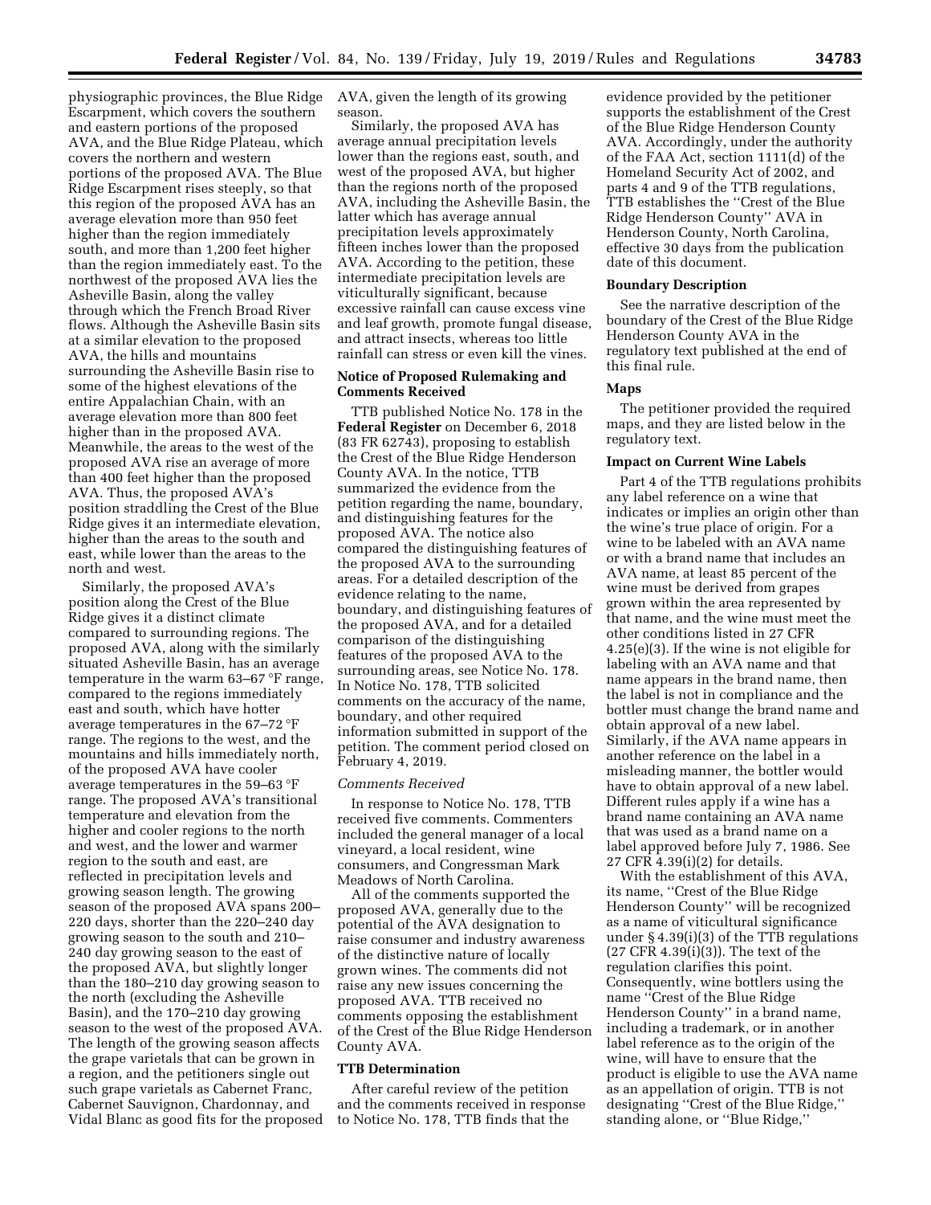physiographic provinces, the Blue Ridge Escarpment, which covers the southern and eastern portions of the proposed AVA, and the Blue Ridge Plateau, which covers the northern and western portions of the proposed AVA. The Blue Ridge Escarpment rises steeply, so that this region of the proposed AVA has an average elevation more than 950 feet higher than the region immediately south, and more than 1,200 feet higher than the region immediately east. To the northwest of the proposed AVA lies the Asheville Basin, along the valley through which the French Broad River flows. Although the Asheville Basin sits at a similar elevation to the proposed AVA, the hills and mountains surrounding the Asheville Basin rise to some of the highest elevations of the entire Appalachian Chain, with an average elevation more than 800 feet higher than in the proposed AVA. Meanwhile, the areas to the west of the proposed AVA rise an average of more than 400 feet higher than the proposed AVA. Thus, the proposed AVA's position straddling the Crest of the Blue Ridge gives it an intermediate elevation, higher than the areas to the south and east, while lower than the areas to the north and west.

Similarly, the proposed AVA's position along the Crest of the Blue Ridge gives it a distinct climate compared to surrounding regions. The proposed AVA, along with the similarly situated Asheville Basin, has an average temperature in the warm 63–67 °F range, compared to the regions immediately east and south, which have hotter average temperatures in the 67–72 °F range. The regions to the west, and the mountains and hills immediately north, of the proposed AVA have cooler average temperatures in the 59–63 °F range. The proposed AVA's transitional temperature and elevation from the higher and cooler regions to the north and west, and the lower and warmer region to the south and east, are reflected in precipitation levels and growing season length. The growing season of the proposed AVA spans 200–220 days, shorter than the 220–240 day growing season to the south and 210–240 day growing season to the east of the proposed AVA, but slightly longer than the 180–210 day growing season to the north (excluding the Asheville Basin), and the 170–210 day growing season to the west of the proposed AVA. The length of the growing season affects the grape varietals that can be grown in a region, and the petitioners single out such grape varietals as Cabernet Franc, Cabernet Sauvignon, Chardonnay, and Vidal Blanc as good fits for the proposed AVA, given the length of its growing season.

Similarly, the proposed AVA has average annual precipitation levels lower than the regions east, south, and west of the proposed AVA, but higher than the regions north of the proposed AVA, including the Asheville Basin, the latter which has average annual precipitation levels approximately fifteen inches lower than the proposed AVA. According to the petition, these intermediate precipitation levels are viticulturally significant, because excessive rainfall can cause excess vine and leaf growth, promote fungal disease, and attract insects, whereas too little rainfall can stress or even kill the vines.

## Notice of Proposed Rulemaking and Comments Received

TTB published Notice No. 178 in the **Federal Register** on December 6, 2018 (83 FR 62743), proposing to establish the Crest of the Blue Ridge Henderson County AVA. In the notice, TTB summarized the evidence from the petition regarding the name, boundary, and distinguishing features for the proposed AVA. The notice also compared the distinguishing features of the proposed AVA to the surrounding areas. For a detailed description of the evidence relating to the name, boundary, and distinguishing features of the proposed AVA, and for a detailed comparison of the distinguishing features of the proposed AVA to the surrounding areas, see Notice No. 178. In Notice No. 178, TTB solicited comments on the accuracy of the name, boundary, and other required information submitted in support of the petition. The comment period closed on February 4, 2019.

### *Comments Received*

In response to Notice No. 178, TTB received five comments. Commenters included the general manager of a local vineyard, a local resident, wine consumers, and Congressman Mark Meadows of North Carolina.

All of the comments supported the proposed AVA, generally due to the potential of the AVA designation to raise consumer and industry awareness of the distinctive nature of locally grown wines. The comments did not raise any new issues concerning the proposed AVA. TTB received no comments opposing the establishment of the Crest of the Blue Ridge Henderson County AVA.

## TTB Determination

After careful review of the petition and the comments received in response to Notice No. 178, TTB finds that the evidence provided by the petitioner supports the establishment of the Crest of the Blue Ridge Henderson County AVA. Accordingly, under the authority of the FAA Act, section 1111(d) of the Homeland Security Act of 2002, and parts 4 and 9 of the TTB regulations, TTB establishes the ''Crest of the Blue Ridge Henderson County'' AVA in Henderson County, North Carolina, effective 30 days from the publication date of this document.

## Boundary Description

See the narrative description of the boundary of the Crest of the Blue Ridge Henderson County AVA in the regulatory text published at the end of this final rule.

## Maps

The petitioner provided the required maps, and they are listed below in the regulatory text.

## Impact on Current Wine Labels

Part 4 of the TTB regulations prohibits any label reference on a wine that indicates or implies an origin other than the wine's true place of origin. For a wine to be labeled with an AVA name or with a brand name that includes an AVA name, at least 85 percent of the wine must be derived from grapes grown within the area represented by that name, and the wine must meet the other conditions listed in 27 CFR 4.25(e)(3). If the wine is not eligible for labeling with an AVA name and that name appears in the brand name, then the label is not in compliance and the bottler must change the brand name and obtain approval of a new label. Similarly, if the AVA name appears in another reference on the label in a misleading manner, the bottler would have to obtain approval of a new label. Different rules apply if a wine has a brand name containing an AVA name that was used as a brand name on a label approved before July 7, 1986. See 27 CFR 4.39(i)(2) for details.

With the establishment of this AVA, its name, ''Crest of the Blue Ridge Henderson County'' will be recognized as a name of viticultural significance under § 4.39(i)(3) of the TTB regulations (27 CFR 4.39(i)(3)). The text of the regulation clarifies this point. Consequently, wine bottlers using the name ''Crest of the Blue Ridge Henderson County'' in a brand name, including a trademark, or in another label reference as to the origin of the wine, will have to ensure that the product is eligible to use the AVA name as an appellation of origin. TTB is not designating ''Crest of the Blue Ridge,'' standing alone, or ''Blue Ridge,''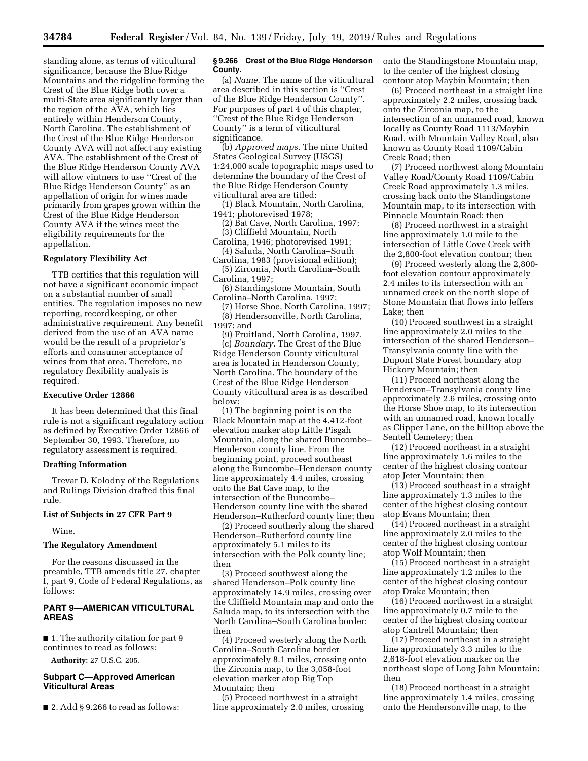standing alone, as terms of viticultural significance, because the Blue Ridge Mountains and the ridgeline forming the Crest of the Blue Ridge both cover a multi-State area significantly larger than the region of the AVA, which lies entirely within Henderson County, North Carolina. The establishment of the Crest of the Blue Ridge Henderson County AVA will not affect any existing AVA. The establishment of the Crest of the Blue Ridge Henderson County AVA will allow vintners to use ''Crest of the Blue Ridge Henderson County'' as an appellation of origin for wines made primarily from grapes grown within the Crest of the Blue Ridge Henderson County AVA if the wines meet the eligibility requirements for the appellation.

## Regulatory Flexibility Act

TTB certifies that this regulation will not have a significant economic impact on a substantial number of small entities. The regulation imposes no new reporting, recordkeeping, or other administrative requirement. Any benefit derived from the use of an AVA name would be the result of a proprietor's efforts and consumer acceptance of wines from that area. Therefore, no regulatory flexibility analysis is required.

## Executive Order 12866

It has been determined that this final rule is not a significant regulatory action as defined by Executive Order 12866 of September 30, 1993. Therefore, no regulatory assessment is required.

## Drafting Information

Trevar D. Kolodny of the Regulations and Rulings Division drafted this final rule.

## List of Subjects in 27 CFR Part 9

Wine.

## The Regulatory Amendment

For the reasons discussed in the preamble, TTB amends title 27, chapter I, part 9, Code of Federal Regulations, as follows:

## PART 9—AMERICAN VITICULTURAL AREAS

■ 1. The authority citation for part 9 continues to read as follows:

**Authority:** 27 U.S.C. 205.

## Subpart C—Approved American Viticultural Areas

■ 2. Add § 9.266 to read as follows:

### § 9.266 Crest of the Blue Ridge Henderson County.

(a) *Name.* The name of the viticultural area described in this section is ''Crest of the Blue Ridge Henderson County''. For purposes of part 4 of this chapter, ''Crest of the Blue Ridge Henderson County'' is a term of viticultural significance.

(b) *Approved maps.* The nine United States Geological Survey (USGS) 1:24,000 scale topographic maps used to determine the boundary of the Crest of the Blue Ridge Henderson County viticultural area are titled:

(1) Black Mountain, North Carolina, 1941; photorevised 1978;

(2) Bat Cave, North Carolina, 1997;

(3) Cliffield Mountain, North Carolina, 1946; photorevised 1991;

(4) Saluda, North Carolina–South Carolina, 1983 (provisional edition);

(5) Zirconia, North Carolina–South Carolina, 1997;

(6) Standingstone Mountain, South Carolina–North Carolina, 1997;

(7) Horse Shoe, North Carolina, 1997;

(8) Hendersonville, North Carolina, 1997; and

(9) Fruitland, North Carolina, 1997.

(c) *Boundary.* The Crest of the Blue Ridge Henderson County viticultural area is located in Henderson County, North Carolina. The boundary of the Crest of the Blue Ridge Henderson County viticultural area is as described below:

(1) The beginning point is on the Black Mountain map at the 4,412-foot elevation marker atop Little Pisgah Mountain, along the shared Buncombe–Henderson county line. From the beginning point, proceed southeast along the Buncombe–Henderson county line approximately 4.4 miles, crossing onto the Bat Cave map, to the intersection of the Buncombe–Henderson county line with the shared Henderson–Rutherford county line; then

(2) Proceed southerly along the shared Henderson–Rutherford county line approximately 5.1 miles to its intersection with the Polk county line; then

(3) Proceed southwest along the shared Henderson–Polk county line approximately 14.9 miles, crossing over the Cliffield Mountain map and onto the Saluda map, to its intersection with the North Carolina–South Carolina border; then

(4) Proceed westerly along the North Carolina–South Carolina border approximately 8.1 miles, crossing onto the Zirconia map, to the 3,058-foot elevation marker atop Big Top Mountain; then

(5) Proceed northwest in a straight line approximately 2.0 miles, crossing onto the Standingstone Mountain map, to the center of the highest closing contour atop Maybin Mountain; then

(6) Proceed northeast in a straight line approximately 2.2 miles, crossing back onto the Zirconia map, to the intersection of an unnamed road, known locally as County Road 1113/Maybin Road, with Mountain Valley Road, also known as County Road 1109/Cabin Creek Road; then

(7) Proceed northwest along Mountain Valley Road/County Road 1109/Cabin Creek Road approximately 1.3 miles, crossing back onto the Standingstone Mountain map, to its intersection with Pinnacle Mountain Road; then

(8) Proceed northwest in a straight line approximately 1.0 mile to the intersection of Little Cove Creek with the 2,800-foot elevation contour; then

(9) Proceed westerly along the 2,800-foot elevation contour approximately 2.4 miles to its intersection with an unnamed creek on the north slope of Stone Mountain that flows into Jeffers Lake; then

(10) Proceed southwest in a straight line approximately 2.0 miles to the intersection of the shared Henderson–Transylvania county line with the Dupont State Forest boundary atop Hickory Mountain; then

(11) Proceed northeast along the Henderson–Transylvania county line approximately 2.6 miles, crossing onto the Horse Shoe map, to its intersection with an unnamed road, known locally as Clipper Lane, on the hilltop above the Sentell Cemetery; then

(12) Proceed northeast in a straight line approximately 1.6 miles to the center of the highest closing contour atop Jeter Mountain; then

(13) Proceed southeast in a straight line approximately 1.3 miles to the center of the highest closing contour atop Evans Mountain; then

(14) Proceed northeast in a straight line approximately 2.0 miles to the center of the highest closing contour atop Wolf Mountain; then

(15) Proceed northeast in a straight line approximately 1.2 miles to the center of the highest closing contour atop Drake Mountain; then

(16) Proceed northwest in a straight line approximately 0.7 mile to the center of the highest closing contour atop Cantrell Mountain; then

(17) Proceed northeast in a straight line approximately 3.3 miles to the 2,618-foot elevation marker on the northeast slope of Long John Mountain; then

(18) Proceed northeast in a straight line approximately 1.4 miles, crossing onto the Hendersonville map, to the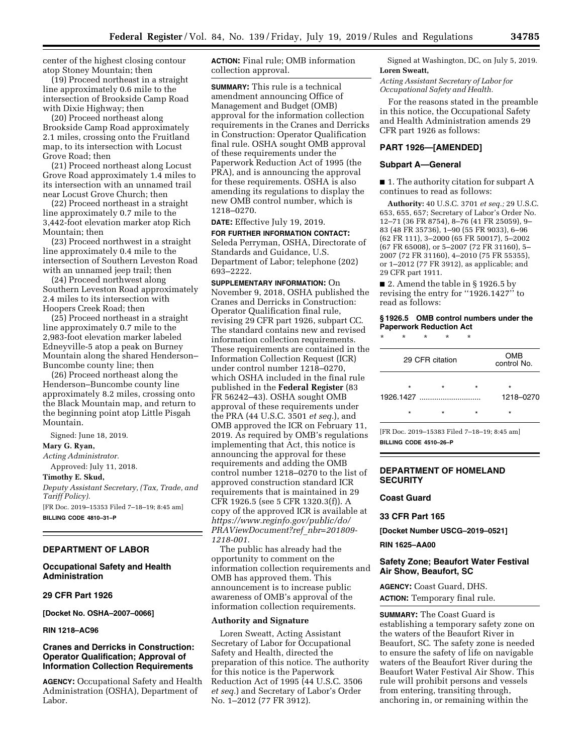center of the highest closing contour atop Stoney Mountain; then

(19) Proceed northeast in a straight line approximately 0.6 mile to the intersection of Brookside Camp Road with Dixie Highway; then

(20) Proceed northeast along Brookside Camp Road approximately 2.1 miles, crossing onto the Fruitland map, to its intersection with Locust Grove Road; then

(21) Proceed northeast along Locust Grove Road approximately 1.4 miles to its intersection with an unnamed trail near Locust Grove Church; then

(22) Proceed northeast in a straight line approximately 0.7 mile to the 3,442-foot elevation marker atop Rich Mountain; then

(23) Proceed northwest in a straight line approximately 0.4 mile to the intersection of Southern Leveston Road with an unnamed jeep trail; then

(24) Proceed northwest along Southern Leveston Road approximately 2.4 miles to its intersection with Hoopers Creek Road; then

(25) Proceed northeast in a straight line approximately 0.7 mile to the 2,983-foot elevation marker labeled Edneyville-5 atop a peak on Burney Mountain along the shared Henderson–Buncombe county line; then

(26) Proceed northeast along the Henderson–Buncombe county line approximately 8.2 miles, crossing onto the Black Mountain map, and return to the beginning point atop Little Pisgah Mountain.

Signed: June 18, 2019.

**Mary G. Ryan,**

*Acting Administrator.*

Approved: July 11, 2018.

**Timothy E. Skud,**

*Deputy Assistant Secretary, (Tax, Trade, and Tariff Policy).*

[FR Doc. 2019–15353 Filed 7–18–19; 8:45 am]

**BILLING CODE 4810–31–P**

## DEPARTMENT OF LABOR

### Occupational Safety and Health Administration

### 29 CFR Part 1926

**[Docket No. OSHA–2007–0066]**

**RIN 1218–AC96**

### Cranes and Derricks in Construction: Operator Qualification; Approval of Information Collection Requirements

**AGENCY:** Occupational Safety and Health Administration (OSHA), Department of Labor.

**ACTION:** Final rule; OMB information collection approval.

**SUMMARY:** This rule is a technical amendment announcing Office of Management and Budget (OMB) approval for the information collection requirements in the Cranes and Derricks in Construction: Operator Qualification final rule. OSHA sought OMB approval of these requirements under the Paperwork Reduction Act of 1995 (the PRA), and is announcing the approval for these requirements. OSHA is also amending its regulations to display the new OMB control number, which is 1218–0270.

**DATE:** Effective July 19, 2019.

**FOR FURTHER INFORMATION CONTACT:** Seleda Perryman, OSHA, Directorate of Standards and Guidance, U.S. Department of Labor; telephone (202) 693–2222.

**SUPPLEMENTARY INFORMATION:** On November 9, 2018, OSHA published the Cranes and Derricks in Construction: Operator Qualification final rule, revising 29 CFR part 1926, subpart CC. The standard contains new and revised information collection requirements. These requirements are contained in the Information Collection Request (ICR) under control number 1218–0270, which OSHA included in the final rule published in the **Federal Register** (83 FR 56242–43). OSHA sought OMB approval of these requirements under the PRA (44 U.S.C. 3501 *et seq.*), and OMB approved the ICR on February 11, 2019. As required by OMB's regulations implementing that Act, this notice is announcing the approval for these requirements and adding the OMB control number 1218–0270 to the list of approved construction standard ICR requirements that is maintained in 29 CFR 1926.5 (see 5 CFR 1320.3(f)). A copy of the approved ICR is available at *https://www.reginfo.gov/public/do/PRAViewDocument?ref_nbr=201809-1218-001.*

The public has already had the opportunity to comment on the information collection requirements and OMB has approved them. This announcement is to increase public awareness of OMB's approval of the information collection requirements.

#### Authority and Signature

Loren Sweatt, Acting Assistant Secretary of Labor for Occupational Safety and Health, directed the preparation of this notice. The authority for this notice is the Paperwork Reduction Act of 1995 (44 U.S.C. 3506 *et seq.*) and Secretary of Labor's Order No. 1–2012 (77 FR 3912).

Signed at Washington, DC, on July 5, 2019.

**Loren Sweatt,**

*Acting Assistant Secretary of Labor for Occupational Safety and Health.*

For the reasons stated in the preamble in this notice, the Occupational Safety and Health Administration amends 29 CFR part 1926 as follows:

#### PART 1926—[AMENDED]

#### Subpart A—General

■ 1. The authority citation for subpart A continues to read as follows:

**Authority:** 40 U.S.C. 3701 *et seq.;* 29 U.S.C. 653, 655, 657; Secretary of Labor's Order No. 12–71 (36 FR 8754), 8–76 (41 FR 25059), 9–83 (48 FR 35736), 1–90 (55 FR 9033), 6–96 (62 FR 111), 3–2000 (65 FR 50017), 5–2002 (67 FR 65008), or 5–2007 (72 FR 31160), 5–2007 (72 FR 31160), 4–2010 (75 FR 55355), or 1–2012 (77 FR 3912), as applicable; and 29 CFR part 1911.

■ 2. Amend the table in § 1926.5 by revising the entry for ''1926.1427'' to read as follows:

**§ 1926.5 OMB control numbers under the Paperwork Reduction Act**

\* \* \* \* \*

| 29 CFR citation | OMB control No. |
|---|---|
| \* \* \* | \* |
| 1926.1427 | 1218–0270 |
| \* \* \* | \* |

[FR Doc. 2019–15383 Filed 7–18–19; 8:45 am]

**BILLING CODE 4510–26–P**

## DEPARTMENT OF HOMELAND SECURITY

### Coast Guard

### 33 CFR Part 165

**[Docket Number USCG–2019–0521]**

**RIN 1625–AA00**

### Safety Zone; Beaufort Water Festival Air Show, Beaufort, SC

**AGENCY:** Coast Guard, DHS.

**ACTION:** Temporary final rule.

**SUMMARY:** The Coast Guard is establishing a temporary safety zone on the waters of the Beaufort River in Beaufort, SC. The safety zone is needed to ensure the safety of life on navigable waters of the Beaufort River during the Beaufort Water Festival Air Show. This rule will prohibit persons and vessels from entering, transiting through, anchoring in, or remaining within the